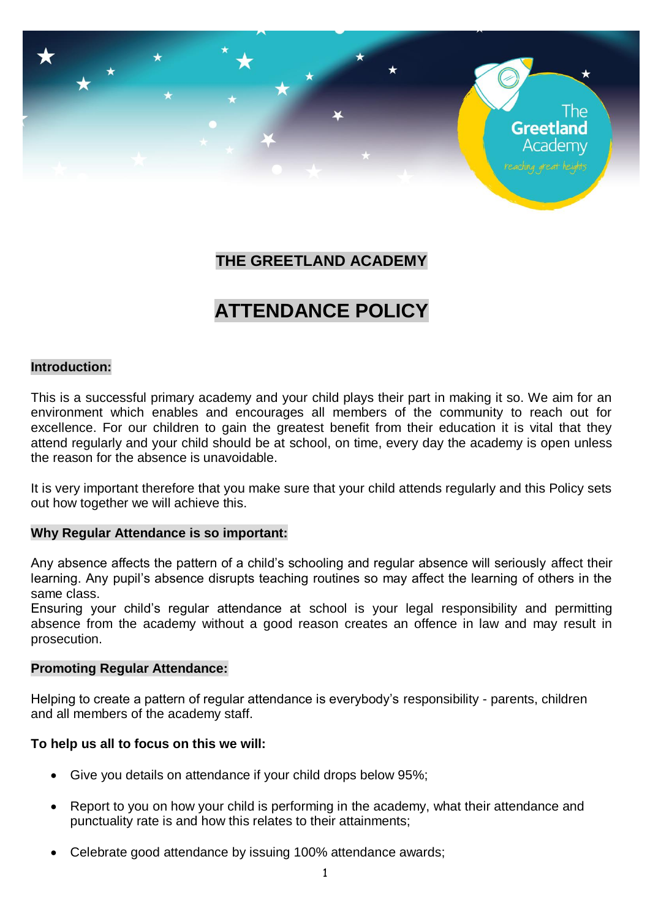# THE GREETLAND ACADEMY

# ATTENDANCE POLICY

## Introduction:

This is a successful primary academy and your child plays their part in making it so. We aim for an environment which enables and encourages all members of the community to reach out for excellence. For our children to gain the greatest benefit from their education it is vital that they attend regularly and your child should be at school, on time, every day the academy is open unless the reason for the absence is unavoidable.

It is very important therefore that you make sure that your child attends regularly and this Policy sets out how together we will achieve this.

## Why Regular Attendance is so important:

Any absence affects the pattern of a child's schooling and regular absence will seriously affect their learning. Any pupil's absence disrupts teaching routines so may affect the learning of others in the same class.

Ensuring your child's regular attendance at school is your legal responsibility and permitting absence from the academy without a good reason creates an offence in law and may result in prosecution.

## Promoting Regular Attendance:

Helping to create a pattern of regular attendance is everybody's responsibility - parents, children and all members of the academy staff.

**To help us all to focus on this we will:**

- Give you details on attendance if your child drops below 95%;
- Report to you on how your child is performing in the academy, what their attendance and punctuality rate is and how this relates to their attainments;
- Celebrate good attendance by issuing 100% attendance awards;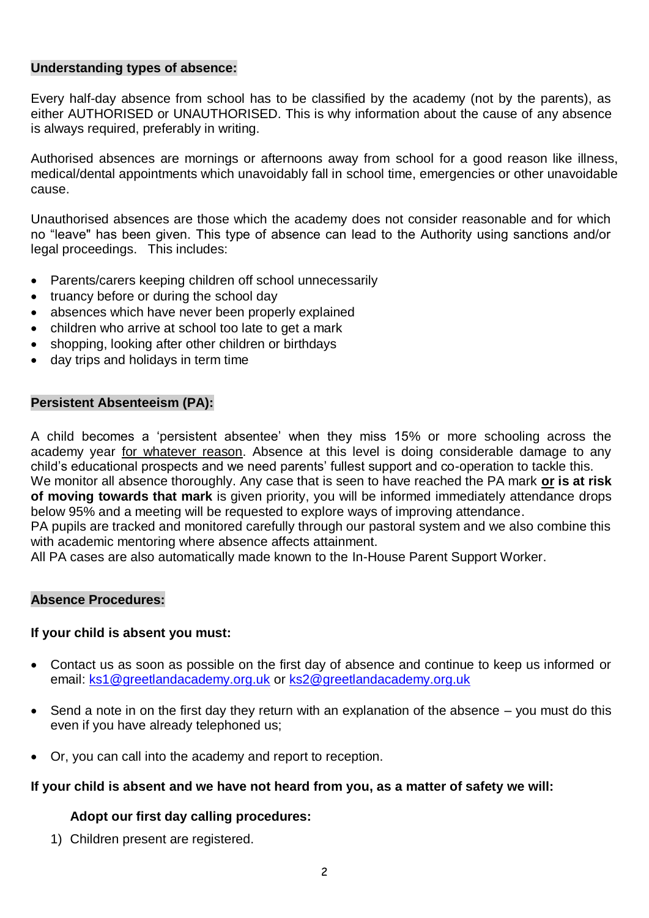**Understanding types of absence:**

Every half-day absence from school has to be classified by the academy (not by the parents), as either AUTHORISED or UNAUTHORISED. This is why information about the cause of any absence is always required, preferably in writing.

Authorised absences are mornings or afternoons away from school for a good reason like illness, medical/dental appointments which unavoidably fall in school time, emergencies or other unavoidable cause.

Unauthorised absences are those which the academy does not consider reasonable and for which no "leave" has been given. This type of absence can lead to the Authority using sanctions and/or legal proceedings. This includes:

- Parents/carers keeping children off school unnecessarily
- truancy before or during the school day
- absences which have never been properly explained
- children who arrive at school too late to get a mark
- shopping, looking after other children or birthdays
- day trips and holidays in term time

**Persistent Absenteeism (PA):**

A child becomes a 'persistent absentee' when they miss 15% or more schooling across the academy year for whatever reason. Absence at this level is doing considerable damage to any child's educational prospects and we need parents' fullest support and co-operation to tackle this.
We monitor all absence thoroughly. Any case that is seen to have reached the PA mark **or is at risk of moving towards that mark** is given priority, you will be informed immediately attendance drops below 95% and a meeting will be requested to explore ways of improving attendance.
PA pupils are tracked and monitored carefully through our pastoral system and we also combine this with academic mentoring where absence affects attainment.
All PA cases are also automatically made known to the In-House Parent Support Worker.

**Absence Procedures:**

**If your child is absent you must:**

- Contact us as soon as possible on the first day of absence and continue to keep us informed or email: ks1@greetlandacademy.org.uk or ks2@greetlandacademy.org.uk

- Send a note in on the first day they return with an explanation of the absence – you must do this even if you have already telephoned us;

- Or, you can call into the academy and report to reception.

**If your child is absent and we have not heard from you, as a matter of safety we will:**

**Adopt our first day calling procedures:**

1) Children present are registered.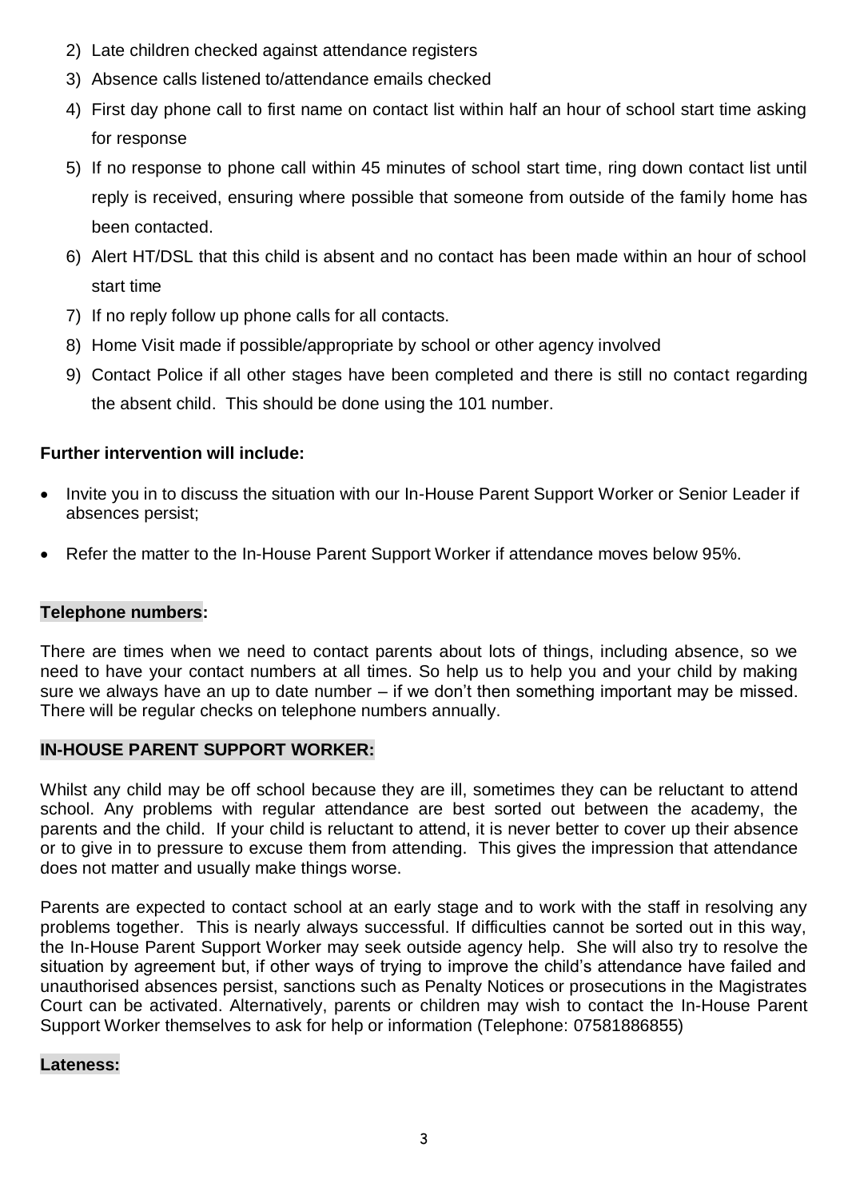2) Late children checked against attendance registers
3) Absence calls listened to/attendance emails checked
4) First day phone call to first name on contact list within half an hour of school start time asking for response
5) If no response to phone call within 45 minutes of school start time, ring down contact list until reply is received, ensuring where possible that someone from outside of the family home has been contacted.
6) Alert HT/DSL that this child is absent and no contact has been made within an hour of school start time
7) If no reply follow up phone calls for all contacts.
8) Home Visit made if possible/appropriate by school or other agency involved
9) Contact Police if all other stages have been completed and there is still no contact regarding the absent child. This should be done using the 101 number.

**Further intervention will include:**

- Invite you in to discuss the situation with our In-House Parent Support Worker or Senior Leader if absences persist;
- Refer the matter to the In-House Parent Support Worker if attendance moves below 95%.

**Telephone numbers:**

There are times when we need to contact parents about lots of things, including absence, so we need to have your contact numbers at all times. So help us to help you and your child by making sure we always have an up to date number – if we don't then something important may be missed. There will be regular checks on telephone numbers annually.

**IN-HOUSE PARENT SUPPORT WORKER:**

Whilst any child may be off school because they are ill, sometimes they can be reluctant to attend school. Any problems with regular attendance are best sorted out between the academy, the parents and the child. If your child is reluctant to attend, it is never better to cover up their absence or to give in to pressure to excuse them from attending. This gives the impression that attendance does not matter and usually make things worse.

Parents are expected to contact school at an early stage and to work with the staff in resolving any problems together. This is nearly always successful. If difficulties cannot be sorted out in this way, the In-House Parent Support Worker may seek outside agency help. She will also try to resolve the situation by agreement but, if other ways of trying to improve the child's attendance have failed and unauthorised absences persist, sanctions such as Penalty Notices or prosecutions in the Magistrates Court can be activated. Alternatively, parents or children may wish to contact the In-House Parent Support Worker themselves to ask for help or information (Telephone: 07581886855)

**Lateness:**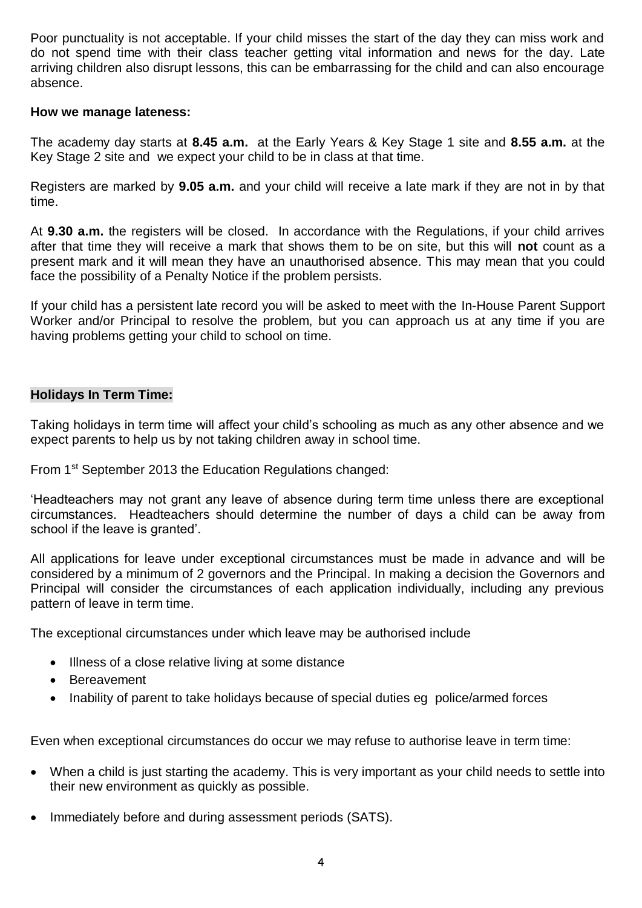Poor punctuality is not acceptable. If your child misses the start of the day they can miss work and do not spend time with their class teacher getting vital information and news for the day. Late arriving children also disrupt lessons, this can be embarrassing for the child and can also encourage absence.

**How we manage lateness:**

The academy day starts at **8.45 a.m.** at the Early Years & Key Stage 1 site and **8.55 a.m.** at the Key Stage 2 site and we expect your child to be in class at that time.

Registers are marked by **9.05 a.m.** and your child will receive a late mark if they are not in by that time.

At **9.30 a.m.** the registers will be closed. In accordance with the Regulations, if your child arrives after that time they will receive a mark that shows them to be on site, but this will **not** count as a present mark and it will mean they have an unauthorised absence. This may mean that you could face the possibility of a Penalty Notice if the problem persists.

If your child has a persistent late record you will be asked to meet with the In-House Parent Support Worker and/or Principal to resolve the problem, but you can approach us at any time if you are having problems getting your child to school on time.

**Holidays In Term Time:**

Taking holidays in term time will affect your child's schooling as much as any other absence and we expect parents to help us by not taking children away in school time.

From 1st September 2013 the Education Regulations changed:

'Headteachers may not grant any leave of absence during term time unless there are exceptional circumstances. Headteachers should determine the number of days a child can be away from school if the leave is granted'.

All applications for leave under exceptional circumstances must be made in advance and will be considered by a minimum of 2 governors and the Principal. In making a decision the Governors and Principal will consider the circumstances of each application individually, including any previous pattern of leave in term time.

The exceptional circumstances under which leave may be authorised include

- Illness of a close relative living at some distance
- Bereavement
- Inability of parent to take holidays because of special duties eg police/armed forces

Even when exceptional circumstances do occur we may refuse to authorise leave in term time:

- When a child is just starting the academy. This is very important as your child needs to settle into their new environment as quickly as possible.
- Immediately before and during assessment periods (SATS).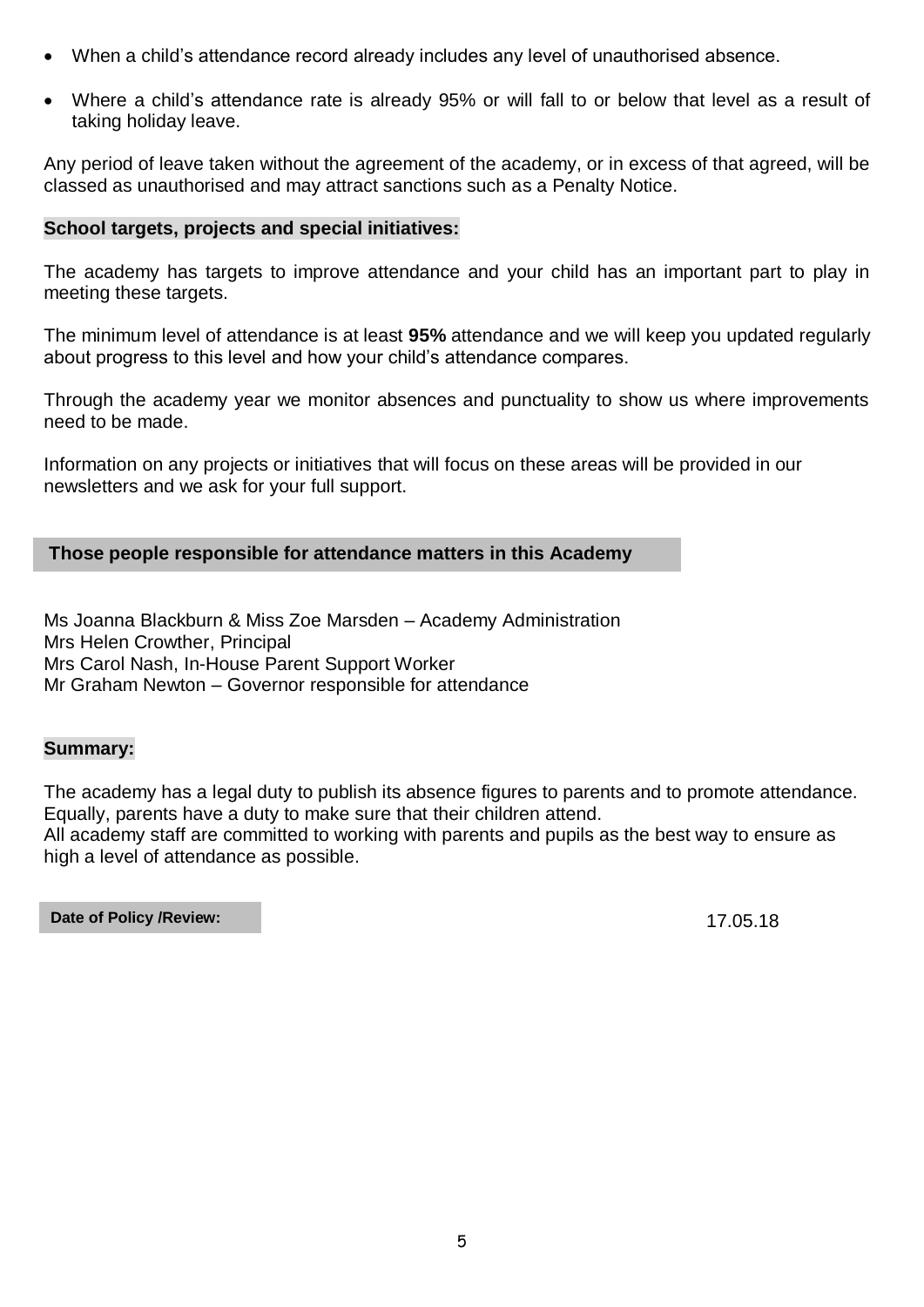- When a child's attendance record already includes any level of unauthorised absence.
- Where a child's attendance rate is already 95% or will fall to or below that level as a result of taking holiday leave.

Any period of leave taken without the agreement of the academy, or in excess of that agreed, will be classed as unauthorised and may attract sanctions such as a Penalty Notice.

**School targets, projects and special initiatives:**

The academy has targets to improve attendance and your child has an important part to play in meeting these targets.

The minimum level of attendance is at least **95%** attendance and we will keep you updated regularly about progress to this level and how your child's attendance compares.

Through the academy year we monitor absences and punctuality to show us where improvements need to be made.

Information on any projects or initiatives that will focus on these areas will be provided in our newsletters and we ask for your full support.

**Those people responsible for attendance matters in this Academy**

Ms Joanna Blackburn & Miss Zoe Marsden – Academy Administration
Mrs Helen Crowther, Principal
Mrs Carol Nash, In-House Parent Support Worker
Mr Graham Newton – Governor responsible for attendance

**Summary:**

The academy has a legal duty to publish its absence figures to parents and to promote attendance. Equally, parents have a duty to make sure that their children attend.
All academy staff are committed to working with parents and pupils as the best way to ensure as high a level of attendance as possible.

**Date of Policy /Review:** 17.05.18